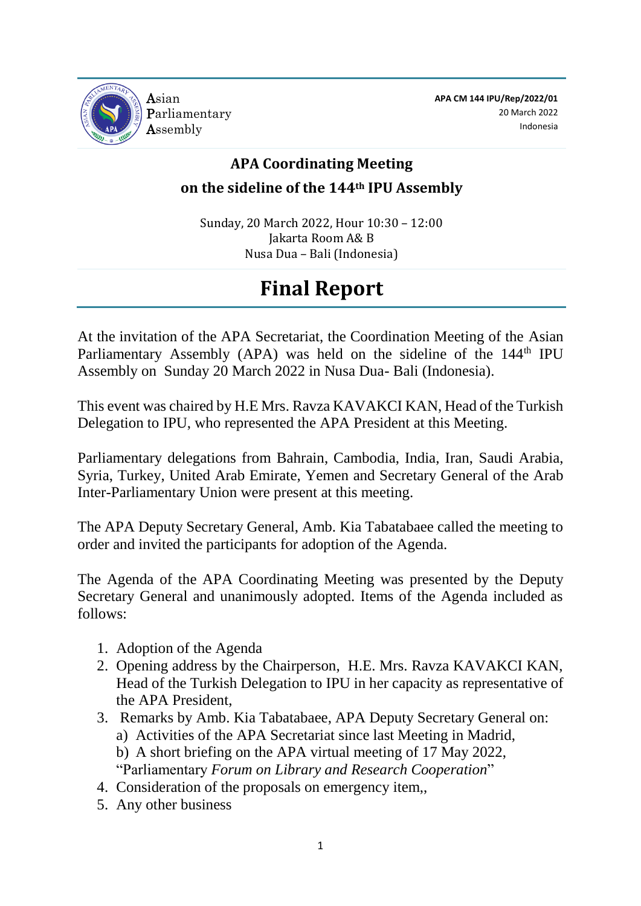Asian
Parliamentary
Assembly

**APA CM 144 IPU/Rep/2022/01**
20 March 2022
Indonesia

## APA Coordinating Meeting
## on the sideline of the 144th IPU Assembly

Sunday, 20 March 2022, Hour 10:30 – 12:00
Jakarta Room A& B
Nusa Dua – Bali (Indonesia)

# Final Report

At the invitation of the APA Secretariat, the Coordination Meeting of the Asian Parliamentary Assembly (APA) was held on the sideline of the 144th IPU Assembly on Sunday 20 March 2022 in Nusa Dua- Bali (Indonesia).

This event was chaired by H.E Mrs. Ravza KAVAKCI KAN, Head of the Turkish Delegation to IPU, who represented the APA President at this Meeting.

Parliamentary delegations from Bahrain, Cambodia, India, Iran, Saudi Arabia, Syria, Turkey, United Arab Emirate, Yemen and Secretary General of the Arab Inter-Parliamentary Union were present at this meeting.

The APA Deputy Secretary General, Amb. Kia Tabatabaee called the meeting to order and invited the participants for adoption of the Agenda.

The Agenda of the APA Coordinating Meeting was presented by the Deputy Secretary General and unanimously adopted. Items of the Agenda included as follows:

1. Adoption of the Agenda
2. Opening address by the Chairperson, H.E. Mrs. Ravza KAVAKCI KAN, Head of the Turkish Delegation to IPU in her capacity as representative of the APA President,
3. Remarks by Amb. Kia Tabatabaee, APA Deputy Secretary General on:
   a) Activities of the APA Secretariat since last Meeting in Madrid,
   b) A short briefing on the APA virtual meeting of 17 May 2022, "Parliamentary *Forum on Library and Research Cooperation*"
4. Consideration of the proposals on emergency item,,
5. Any other business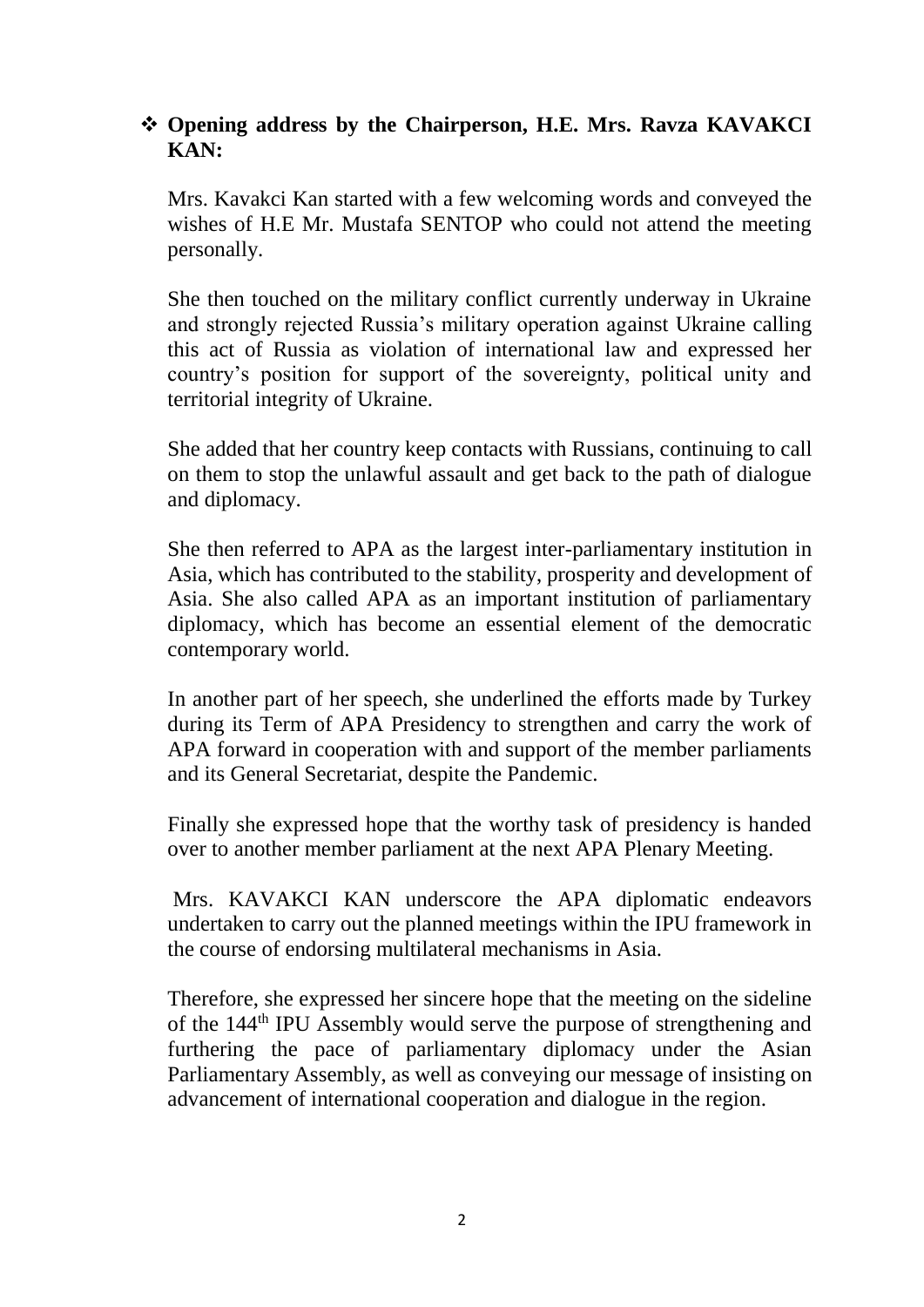- **Opening address by the Chairperson, H.E. Mrs. Ravza KAVAKCI KAN:**

Mrs. Kavakci Kan started with a few welcoming words and conveyed the wishes of H.E Mr. Mustafa SENTOP who could not attend the meeting personally.

She then touched on the military conflict currently underway in Ukraine and strongly rejected Russia's military operation against Ukraine calling this act of Russia as violation of international law and expressed her country's position for support of the sovereignty, political unity and territorial integrity of Ukraine.

She added that her country keep contacts with Russians, continuing to call on them to stop the unlawful assault and get back to the path of dialogue and diplomacy.

She then referred to APA as the largest inter-parliamentary institution in Asia, which has contributed to the stability, prosperity and development of Asia. She also called APA as an important institution of parliamentary diplomacy, which has become an essential element of the democratic contemporary world.

In another part of her speech, she underlined the efforts made by Turkey during its Term of APA Presidency to strengthen and carry the work of APA forward in cooperation with and support of the member parliaments and its General Secretariat, despite the Pandemic.

Finally she expressed hope that the worthy task of presidency is handed over to another member parliament at the next APA Plenary Meeting.

Mrs. KAVAKCI KAN underscore the APA diplomatic endeavors undertaken to carry out the planned meetings within the IPU framework in the course of endorsing multilateral mechanisms in Asia.

Therefore, she expressed her sincere hope that the meeting on the sideline of the 144th IPU Assembly would serve the purpose of strengthening and furthering the pace of parliamentary diplomacy under the Asian Parliamentary Assembly, as well as conveying our message of insisting on advancement of international cooperation and dialogue in the region.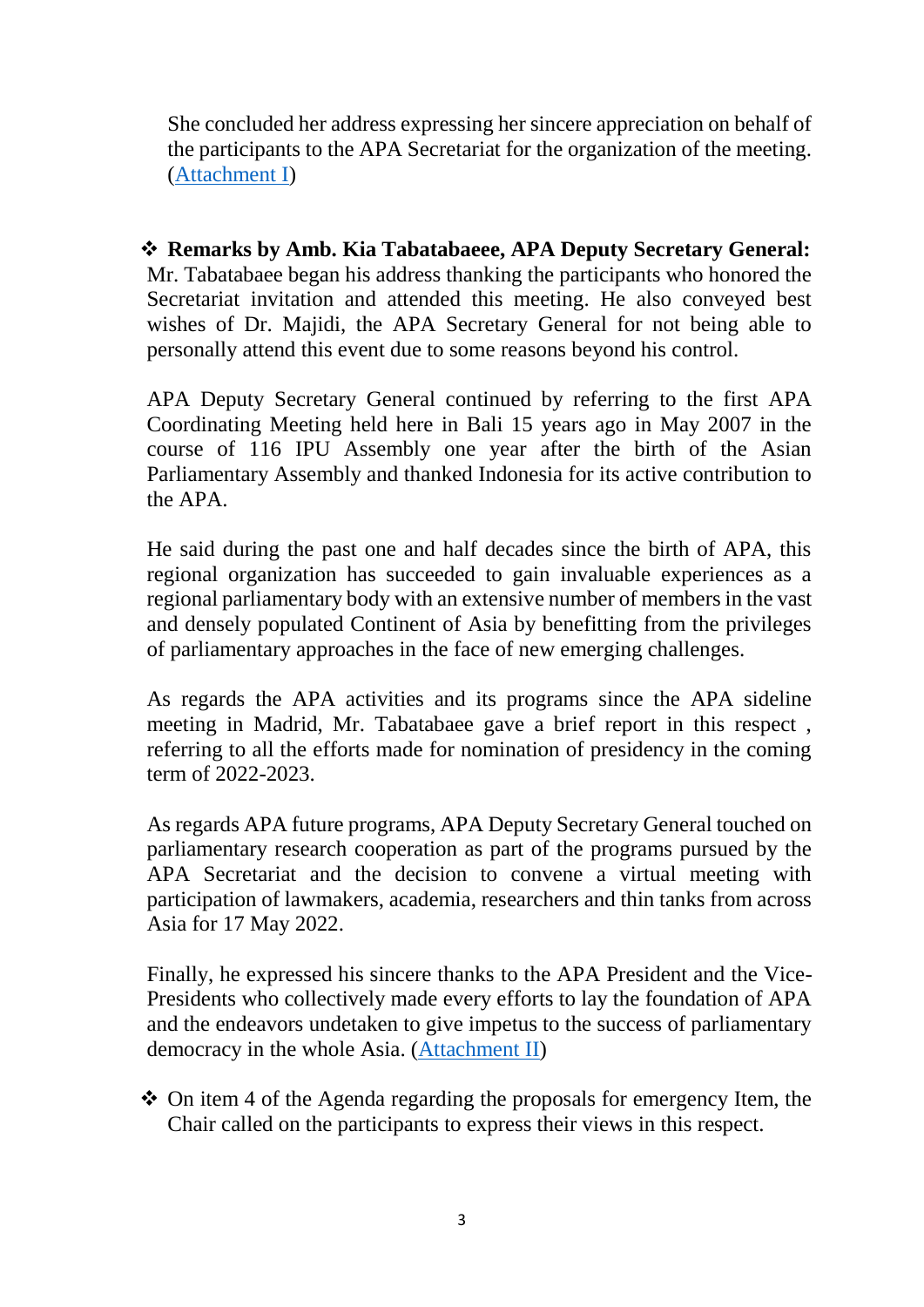She concluded her address expressing her sincere appreciation on behalf of the participants to the APA Secretariat for the organization of the meeting. (Attachment I)

- ❖ **Remarks by Amb. Kia Tabatabaeee, APA Deputy Secretary General:** Mr. Tabatabaee began his address thanking the participants who honored the Secretariat invitation and attended this meeting. He also conveyed best wishes of Dr. Majidi, the APA Secretary General for not being able to personally attend this event due to some reasons beyond his control.

  APA Deputy Secretary General continued by referring to the first APA Coordinating Meeting held here in Bali 15 years ago in May 2007 in the course of 116 IPU Assembly one year after the birth of the Asian Parliamentary Assembly and thanked Indonesia for its active contribution to the APA.

  He said during the past one and half decades since the birth of APA, this regional organization has succeeded to gain invaluable experiences as a regional parliamentary body with an extensive number of members in the vast and densely populated Continent of Asia by benefitting from the privileges of parliamentary approaches in the face of new emerging challenges.

  As regards the APA activities and its programs since the APA sideline meeting in Madrid, Mr. Tabatabaee gave a brief report in this respect , referring to all the efforts made for nomination of presidency in the coming term of 2022-2023.

  As regards APA future programs, APA Deputy Secretary General touched on parliamentary research cooperation as part of the programs pursued by the APA Secretariat and the decision to convene a virtual meeting with participation of lawmakers, academia, researchers and thin tanks from across Asia for 17 May 2022.

  Finally, he expressed his sincere thanks to the APA President and the Vice-Presidents who collectively made every efforts to lay the foundation of APA and the endeavors undetaken to give impetus to the success of parliamentary democracy in the whole Asia. (Attachment II)

- ❖ On item 4 of the Agenda regarding the proposals for emergency Item, the Chair called on the participants to express their views in this respect.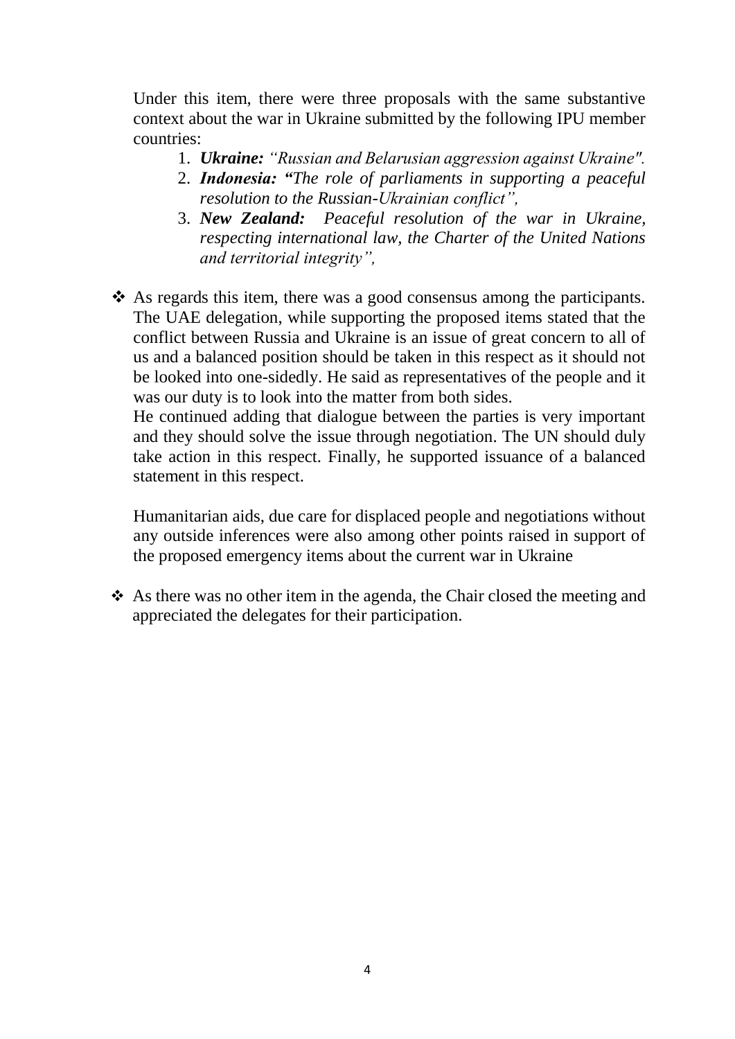Under this item, there were three proposals with the same substantive context about the war in Ukraine submitted by the following IPU member countries:

1. ***Ukraine:*** *"Russian and Belarusian aggression against Ukraine".*
2. ***Indonesia: "****The role of parliaments in supporting a peaceful resolution to the Russian-Ukrainian conflict",*
3. ***New Zealand:*** *Peaceful resolution of the war in Ukraine, respecting international law, the Charter of the United Nations and territorial integrity",*

❖ As regards this item, there was a good consensus among the participants. The UAE delegation, while supporting the proposed items stated that the conflict between Russia and Ukraine is an issue of great concern to all of us and a balanced position should be taken in this respect as it should not be looked into one-sidedly. He said as representatives of the people and it was our duty is to look into the matter from both sides.

  He continued adding that dialogue between the parties is very important and they should solve the issue through negotiation. The UN should duly take action in this respect. Finally, he supported issuance of a balanced statement in this respect.

  Humanitarian aids, due care for displaced people and negotiations without any outside inferences were also among other points raised in support of the proposed emergency items about the current war in Ukraine

❖ As there was no other item in the agenda, the Chair closed the meeting and appreciated the delegates for their participation.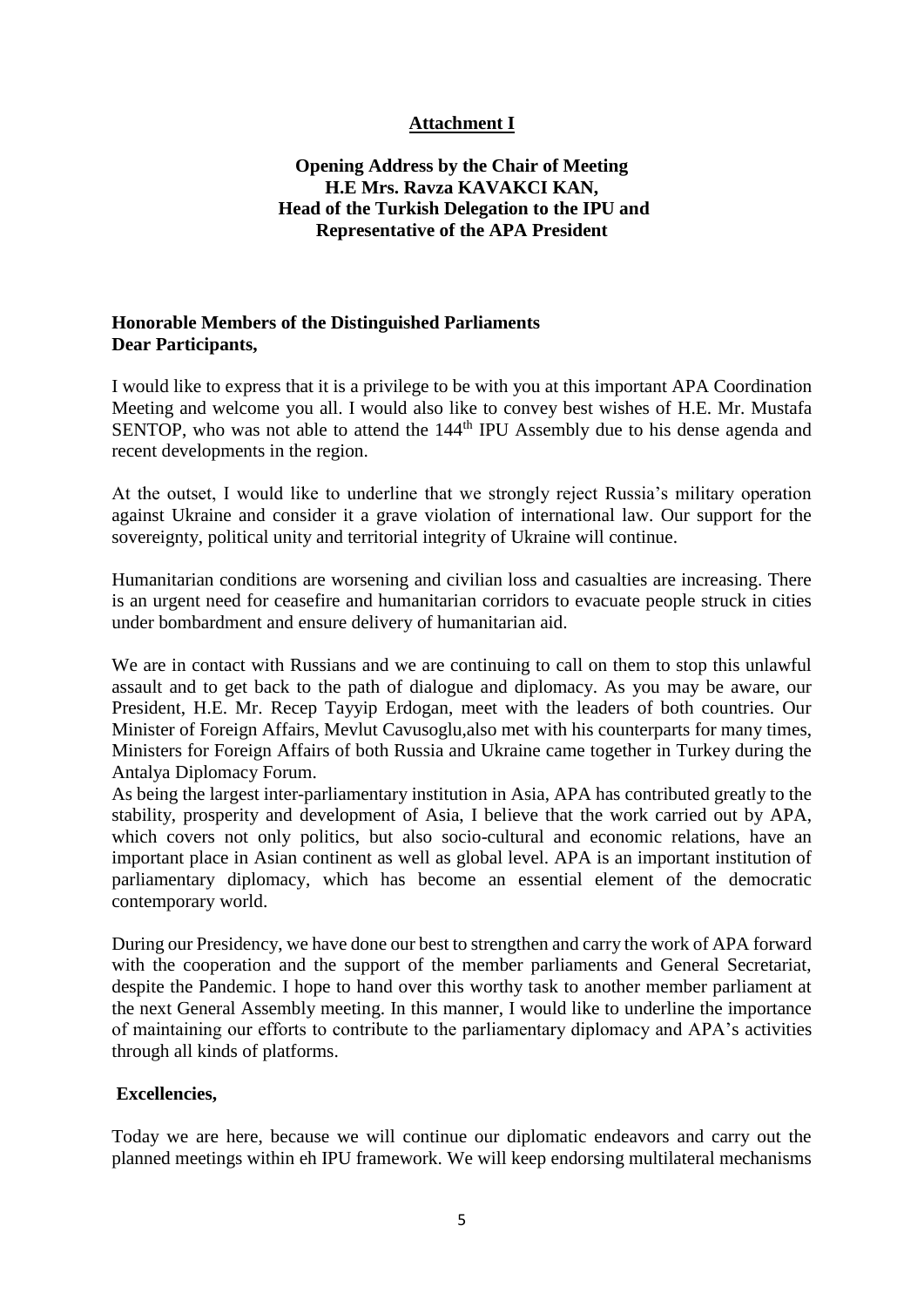**Attachment I**

**Opening Address by the Chair of Meeting**
**H.E Mrs. Ravza KAVAKCI KAN,**
**Head of the Turkish Delegation to the IPU and**
**Representative of the APA President**

**Honorable Members of the Distinguished Parliaments**
**Dear Participants,**

I would like to express that it is a privilege to be with you at this important APA Coordination Meeting and welcome you all. I would also like to convey best wishes of H.E. Mr. Mustafa SENTOP, who was not able to attend the 144th IPU Assembly due to his dense agenda and recent developments in the region.

At the outset, I would like to underline that we strongly reject Russia's military operation against Ukraine and consider it a grave violation of international law. Our support for the sovereignty, political unity and territorial integrity of Ukraine will continue.

Humanitarian conditions are worsening and civilian loss and casualties are increasing. There is an urgent need for ceasefire and humanitarian corridors to evacuate people struck in cities under bombardment and ensure delivery of humanitarian aid.

We are in contact with Russians and we are continuing to call on them to stop this unlawful assault and to get back to the path of dialogue and diplomacy. As you may be aware, our President, H.E. Mr. Recep Tayyip Erdogan, meet with the leaders of both countries. Our Minister of Foreign Affairs, Mevlut Cavusoglu,also met with his counterparts for many times, Ministers for Foreign Affairs of both Russia and Ukraine came together in Turkey during the Antalya Diplomacy Forum.

As being the largest inter-parliamentary institution in Asia, APA has contributed greatly to the stability, prosperity and development of Asia, I believe that the work carried out by APA, which covers not only politics, but also socio-cultural and economic relations, have an important place in Asian continent as well as global level. APA is an important institution of parliamentary diplomacy, which has become an essential element of the democratic contemporary world.

During our Presidency, we have done our best to strengthen and carry the work of APA forward with the cooperation and the support of the member parliaments and General Secretariat, despite the Pandemic. I hope to hand over this worthy task to another member parliament at the next General Assembly meeting. In this manner, I would like to underline the importance of maintaining our efforts to contribute to the parliamentary diplomacy and APA's activities through all kinds of platforms.

**Excellencies,**

Today we are here, because we will continue our diplomatic endeavors and carry out the planned meetings within eh IPU framework. We will keep endorsing multilateral mechanisms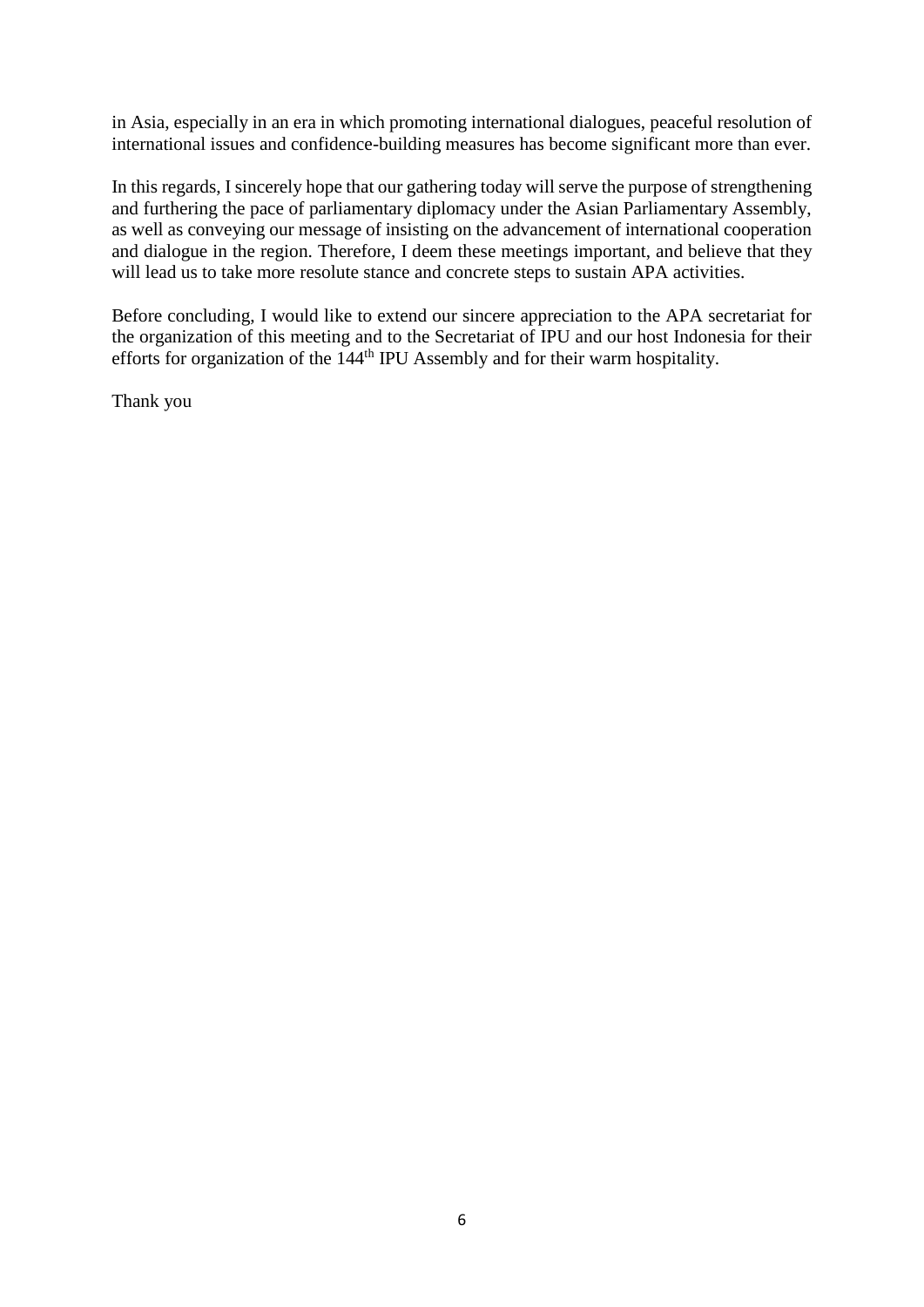in Asia, especially in an era in which promoting international dialogues, peaceful resolution of international issues and confidence-building measures has become significant more than ever.

In this regards, I sincerely hope that our gathering today will serve the purpose of strengthening and furthering the pace of parliamentary diplomacy under the Asian Parliamentary Assembly, as well as conveying our message of insisting on the advancement of international cooperation and dialogue in the region. Therefore, I deem these meetings important, and believe that they will lead us to take more resolute stance and concrete steps to sustain APA activities.

Before concluding, I would like to extend our sincere appreciation to the APA secretariat for the organization of this meeting and to the Secretariat of IPU and our host Indonesia for their efforts for organization of the 144th IPU Assembly and for their warm hospitality.

Thank you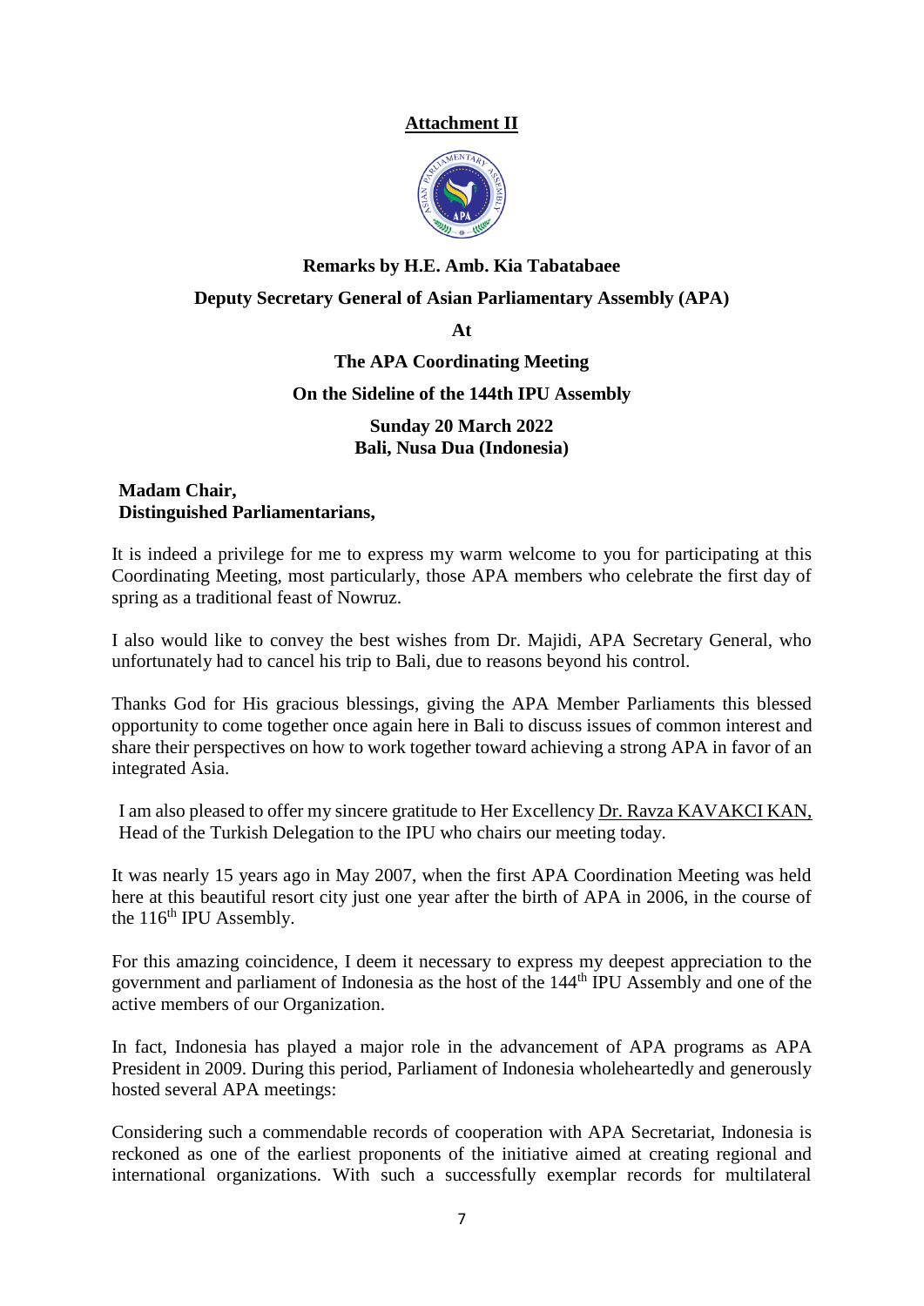**Attachment II**

**Remarks by H.E. Amb. Kia Tabatabaee**

**Deputy Secretary General of Asian Parliamentary Assembly (APA)**

**At**

**The APA Coordinating Meeting**

**On the Sideline of the 144th IPU Assembly**

**Sunday 20 March 2022**
**Bali, Nusa Dua (Indonesia)**

**Madam Chair,**
**Distinguished Parliamentarians,**

It is indeed a privilege for me to express my warm welcome to you for participating at this Coordinating Meeting, most particularly, those APA members who celebrate the first day of spring as a traditional feast of Nowruz.

I also would like to convey the best wishes from Dr. Majidi, APA Secretary General, who unfortunately had to cancel his trip to Bali, due to reasons beyond his control.

Thanks God for His gracious blessings, giving the APA Member Parliaments this blessed opportunity to come together once again here in Bali to discuss issues of common interest and share their perspectives on how to work together toward achieving a strong APA in favor of an integrated Asia.

I am also pleased to offer my sincere gratitude to Her Excellency Dr. Ravza KAVAKCI KAN, Head of the Turkish Delegation to the IPU who chairs our meeting today.

It was nearly 15 years ago in May 2007, when the first APA Coordination Meeting was held here at this beautiful resort city just one year after the birth of APA in 2006, in the course of the 116th IPU Assembly.

For this amazing coincidence, I deem it necessary to express my deepest appreciation to the government and parliament of Indonesia as the host of the 144th IPU Assembly and one of the active members of our Organization.

In fact, Indonesia has played a major role in the advancement of APA programs as APA President in 2009. During this period, Parliament of Indonesia wholeheartedly and generously hosted several APA meetings:

Considering such a commendable records of cooperation with APA Secretariat, Indonesia is reckoned as one of the earliest proponents of the initiative aimed at creating regional and international organizations. With such a successfully exemplar records for multilateral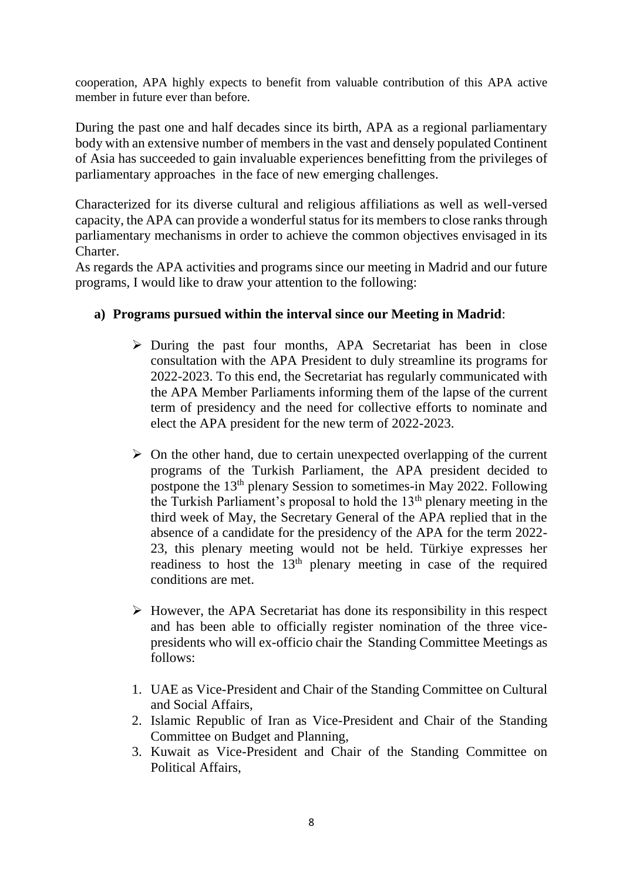cooperation, APA highly expects to benefit from valuable contribution of this APA active member in future ever than before.

During the past one and half decades since its birth, APA as a regional parliamentary body with an extensive number of members in the vast and densely populated Continent of Asia has succeeded to gain invaluable experiences benefitting from the privileges of parliamentary approaches in the face of new emerging challenges.

Characterized for its diverse cultural and religious affiliations as well as well-versed capacity, the APA can provide a wonderful status for its members to close ranks through parliamentary mechanisms in order to achieve the common objectives envisaged in its Charter.

As regards the APA activities and programs since our meeting in Madrid and our future programs, I would like to draw your attention to the following:

**a) Programs pursued within the interval since our Meeting in Madrid**:

- During the past four months, APA Secretariat has been in close consultation with the APA President to duly streamline its programs for 2022-2023. To this end, the Secretariat has regularly communicated with the APA Member Parliaments informing them of the lapse of the current term of presidency and the need for collective efforts to nominate and elect the APA president for the new term of 2022-2023.

- On the other hand, due to certain unexpected overlapping of the current programs of the Turkish Parliament, the APA president decided to postpone the 13th plenary Session to sometimes-in May 2022. Following the Turkish Parliament's proposal to hold the 13th plenary meeting in the third week of May, the Secretary General of the APA replied that in the absence of a candidate for the presidency of the APA for the term 2022-23, this plenary meeting would not be held. Türkiye expresses her readiness to host the 13th plenary meeting in case of the required conditions are met.

- However, the APA Secretariat has done its responsibility in this respect and has been able to officially register nomination of the three vice-presidents who will ex-officio chair the Standing Committee Meetings as follows:

1. UAE as Vice-President and Chair of the Standing Committee on Cultural and Social Affairs,
2. Islamic Republic of Iran as Vice-President and Chair of the Standing Committee on Budget and Planning,
3. Kuwait as Vice-President and Chair of the Standing Committee on Political Affairs,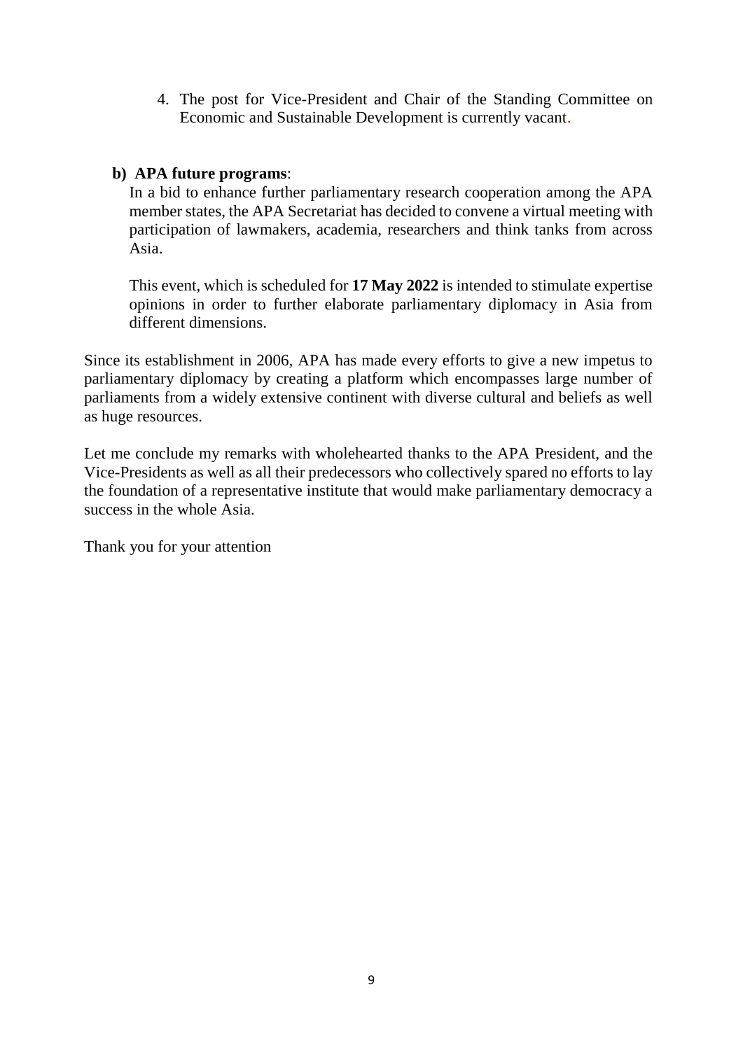4. The post for Vice-President and Chair of the Standing Committee on Economic and Sustainable Development is currently vacant.

**b) APA future programs**:

In a bid to enhance further parliamentary research cooperation among the APA member states, the APA Secretariat has decided to convene a virtual meeting with participation of lawmakers, academia, researchers and think tanks from across Asia.

This event, which is scheduled for **17 May 2022** is intended to stimulate expertise opinions in order to further elaborate parliamentary diplomacy in Asia from different dimensions.

Since its establishment in 2006, APA has made every efforts to give a new impetus to parliamentary diplomacy by creating a platform which encompasses large number of parliaments from a widely extensive continent with diverse cultural and beliefs as well as huge resources.

Let me conclude my remarks with wholehearted thanks to the APA President, and the Vice-Presidents as well as all their predecessors who collectively spared no efforts to lay the foundation of a representative institute that would make parliamentary democracy a success in the whole Asia.

Thank you for your attention